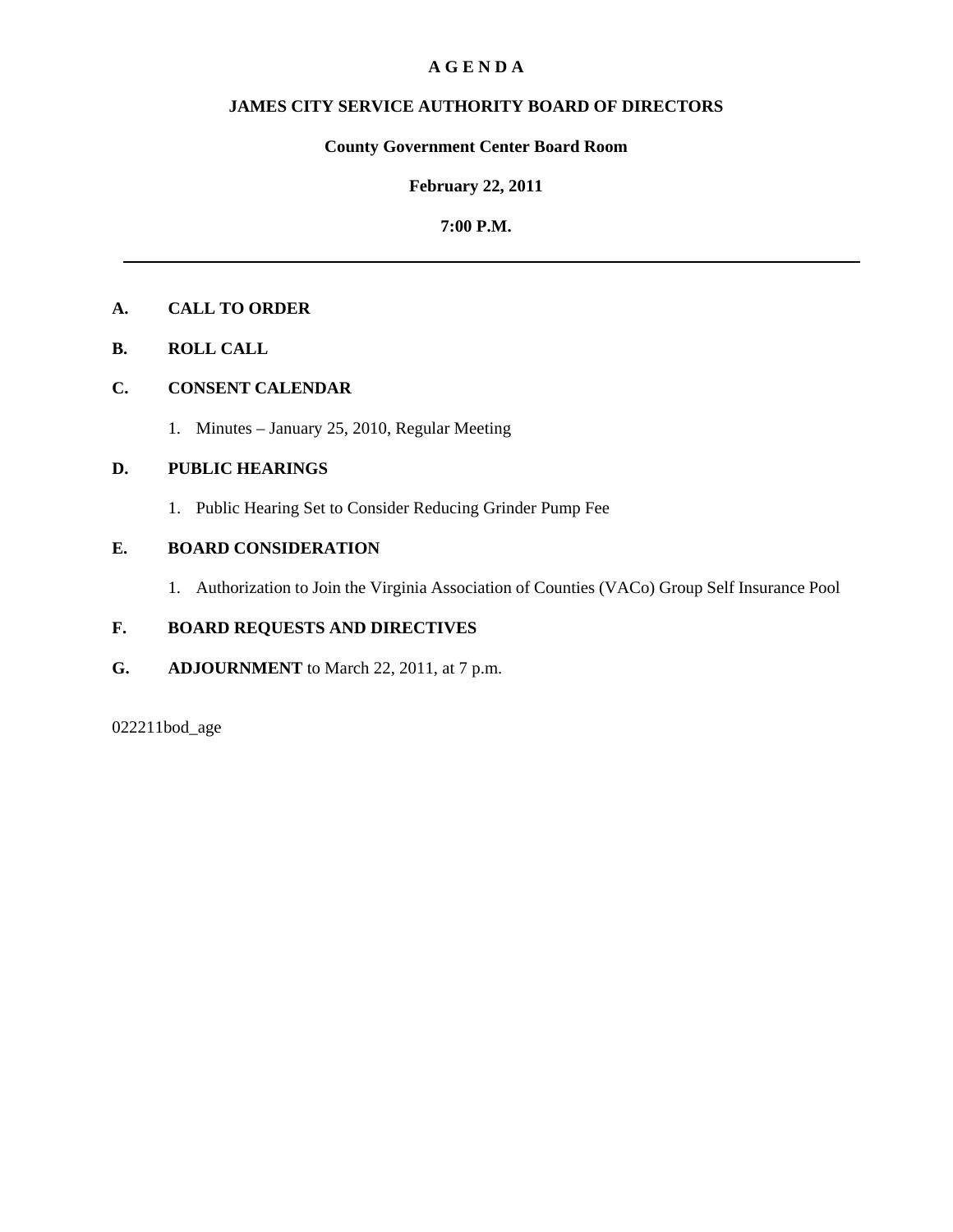# A G E N D A

## JAMES CITY SERVICE AUTHORITY BOARD OF DIRECTORS

### County Government Center Board Room

### February 22, 2011

### 7:00 P.M.

---

**A. CALL TO ORDER**

**B. ROLL CALL**

**C. CONSENT CALENDAR**

1. Minutes – January 25, 2010, Regular Meeting

**D. PUBLIC HEARINGS**

1. Public Hearing Set to Consider Reducing Grinder Pump Fee

**E. BOARD CONSIDERATION**

1. Authorization to Join the Virginia Association of Counties (VACo) Group Self Insurance Pool

**F. BOARD REQUESTS AND DIRECTIVES**

**G. ADJOURNMENT** to March 22, 2011, at 7 p.m.

022211bod_age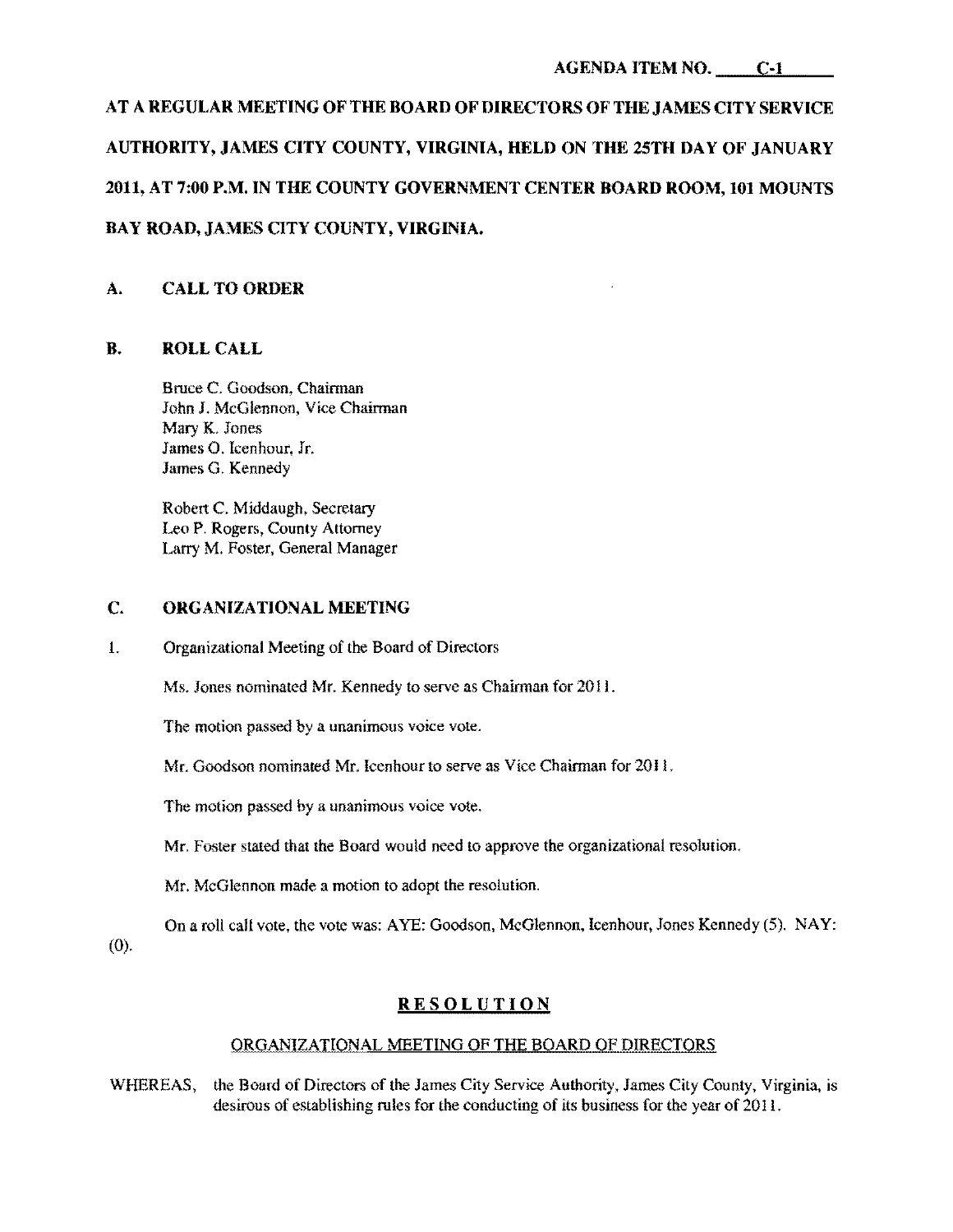AGENDA ITEM NO. C-1

**AT A REGULAR MEETING OF THE BOARD OF DIRECTORS OF THE JAMES CITY SERVICE AUTHORITY, JAMES CITY COUNTY, VIRGINIA, HELD ON THE 25TH DAY OF JANUARY 2011, AT 7:00 P.M. IN THE COUNTY GOVERNMENT CENTER BOARD ROOM, 101 MOUNTS BAY ROAD, JAMES CITY COUNTY, VIRGINIA.**

## A. CALL TO ORDER

## B. ROLL CALL

Bruce C. Goodson, Chairman
John J. McGlennon, Vice Chairman
Mary K. Jones
James O. Icenhour, Jr.
James G. Kennedy

Robert C. Middaugh, Secretary
Leo P. Rogers, County Attorney
Larry M. Foster, General Manager

## C. ORGANIZATIONAL MEETING

1. Organizational Meeting of the Board of Directors

Ms. Jones nominated Mr. Kennedy to serve as Chairman for 2011.

The motion passed by a unanimous voice vote.

Mr. Goodson nominated Mr. Icenhour to serve as Vice Chairman for 2011.

The motion passed by a unanimous voice vote.

Mr. Foster stated that the Board would need to approve the organizational resolution.

Mr. McGlennon made a motion to adopt the resolution.

On a roll call vote, the vote was: AYE: Goodson, McGlennon, Icenhour, Jones Kennedy (5). NAY: (0).

**RESOLUTION**

ORGANIZATIONAL MEETING OF THE BOARD OF DIRECTORS

WHEREAS, the Board of Directors of the James City Service Authority, James City County, Virginia, is desirous of establishing rules for the conducting of its business for the year of 2011.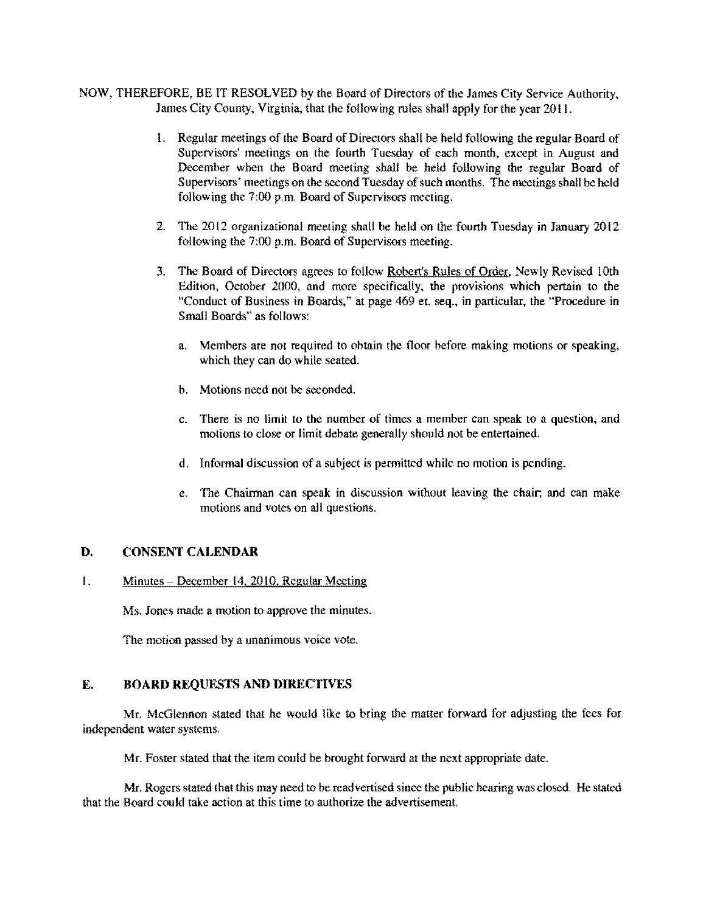NOW, THEREFORE, BE IT RESOLVED by the Board of Directors of the James City Service Authority, James City County, Virginia, that the following rules shall apply for the year 2011.

1. Regular meetings of the Board of Directors shall be held following the regular Board of Supervisors' meetings on the fourth Tuesday of each month, except in August and December when the Board meeting shall be held following the regular Board of Supervisors' meetings on the second Tuesday of such months. The meetings shall be held following the 7:00 p.m. Board of Supervisors meeting.

2. The 2012 organizational meeting shall be held on the fourth Tuesday in January 2012 following the 7:00 p.m. Board of Supervisors meeting.

3. The Board of Directors agrees to follow Robert's Rules of Order, Newly Revised 10th Edition, October 2000, and more specifically, the provisions which pertain to the "Conduct of Business in Boards," at page 469 et. seq., in particular, the "Procedure in Small Boards" as follows:

   a. Members are not required to obtain the floor before making motions or speaking, which they can do while seated.

   b. Motions need not be seconded.

   c. There is no limit to the number of times a member can speak to a question, and motions to close or limit debate generally should not be entertained.

   d. Informal discussion of a subject is permitted while no motion is pending.

   e. The Chairman can speak in discussion without leaving the chair; and can make motions and votes on all questions.

## D. CONSENT CALENDAR

1. Minutes – December 14, 2010, Regular Meeting

Ms. Jones made a motion to approve the minutes.

The motion passed by a unanimous voice vote.

## E. BOARD REQUESTS AND DIRECTIVES

Mr. McGlennon stated that he would like to bring the matter forward for adjusting the fees for independent water systems.

Mr. Foster stated that the item could be brought forward at the next appropriate date.

Mr. Rogers stated that this may need to be readvertised since the public hearing was closed. He stated that the Board could take action at this time to authorize the advertisement.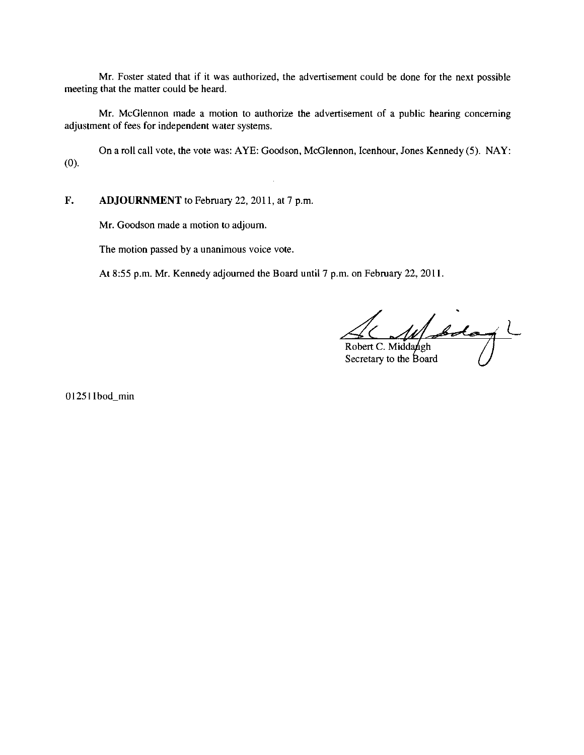Mr. Foster stated that if it was authorized, the advertisement could be done for the next possible meeting that the matter could be heard.

Mr. McGlennon made a motion to authorize the advertisement of a public hearing concerning adjustment of fees for independent water systems.

On a roll call vote, the vote was: AYE: Goodson, McGlennon, Icenhour, Jones Kennedy (5). NAY: (0).

**F. ADJOURNMENT** to February 22, 2011, at 7 p.m.

Mr. Goodson made a motion to adjourn.

The motion passed by a unanimous voice vote.

At 8:55 p.m. Mr. Kennedy adjourned the Board until 7 p.m. on February 22, 2011.

Robert C. Middaugh
Secretary to the Board

012511bod_min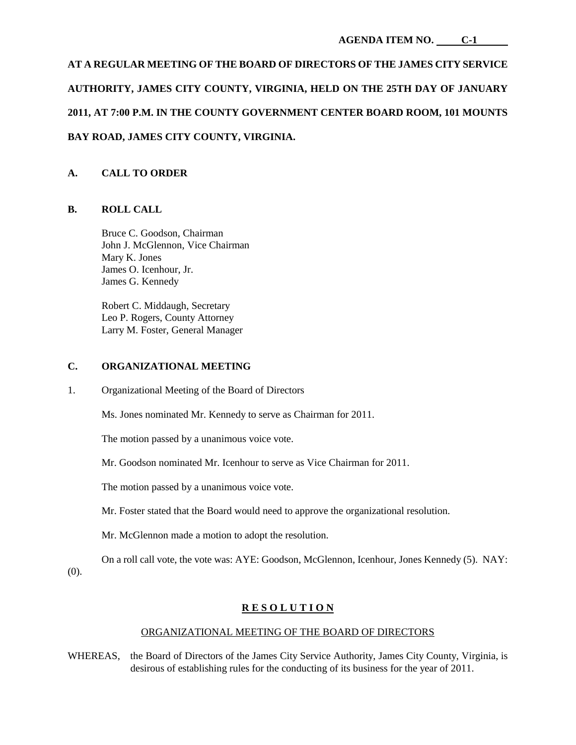AGENDA ITEM NO. C-1

**AT A REGULAR MEETING OF THE BOARD OF DIRECTORS OF THE JAMES CITY SERVICE AUTHORITY, JAMES CITY COUNTY, VIRGINIA, HELD ON THE 25TH DAY OF JANUARY 2011, AT 7:00 P.M. IN THE COUNTY GOVERNMENT CENTER BOARD ROOM, 101 MOUNTS BAY ROAD, JAMES CITY COUNTY, VIRGINIA.**

## A. CALL TO ORDER

## B. ROLL CALL

Bruce C. Goodson, Chairman
John J. McGlennon, Vice Chairman
Mary K. Jones
James O. Icenhour, Jr.
James G. Kennedy

Robert C. Middaugh, Secretary
Leo P. Rogers, County Attorney
Larry M. Foster, General Manager

## C. ORGANIZATIONAL MEETING

1. Organizational Meeting of the Board of Directors

Ms. Jones nominated Mr. Kennedy to serve as Chairman for 2011.

The motion passed by a unanimous voice vote.

Mr. Goodson nominated Mr. Icenhour to serve as Vice Chairman for 2011.

The motion passed by a unanimous voice vote.

Mr. Foster stated that the Board would need to approve the organizational resolution.

Mr. McGlennon made a motion to adopt the resolution.

On a roll call vote, the vote was: AYE: Goodson, McGlennon, Icenhour, Jones Kennedy (5). NAY: (0).

**R E S O L U T I O N**

ORGANIZATIONAL MEETING OF THE BOARD OF DIRECTORS

WHEREAS, the Board of Directors of the James City Service Authority, James City County, Virginia, is desirous of establishing rules for the conducting of its business for the year of 2011.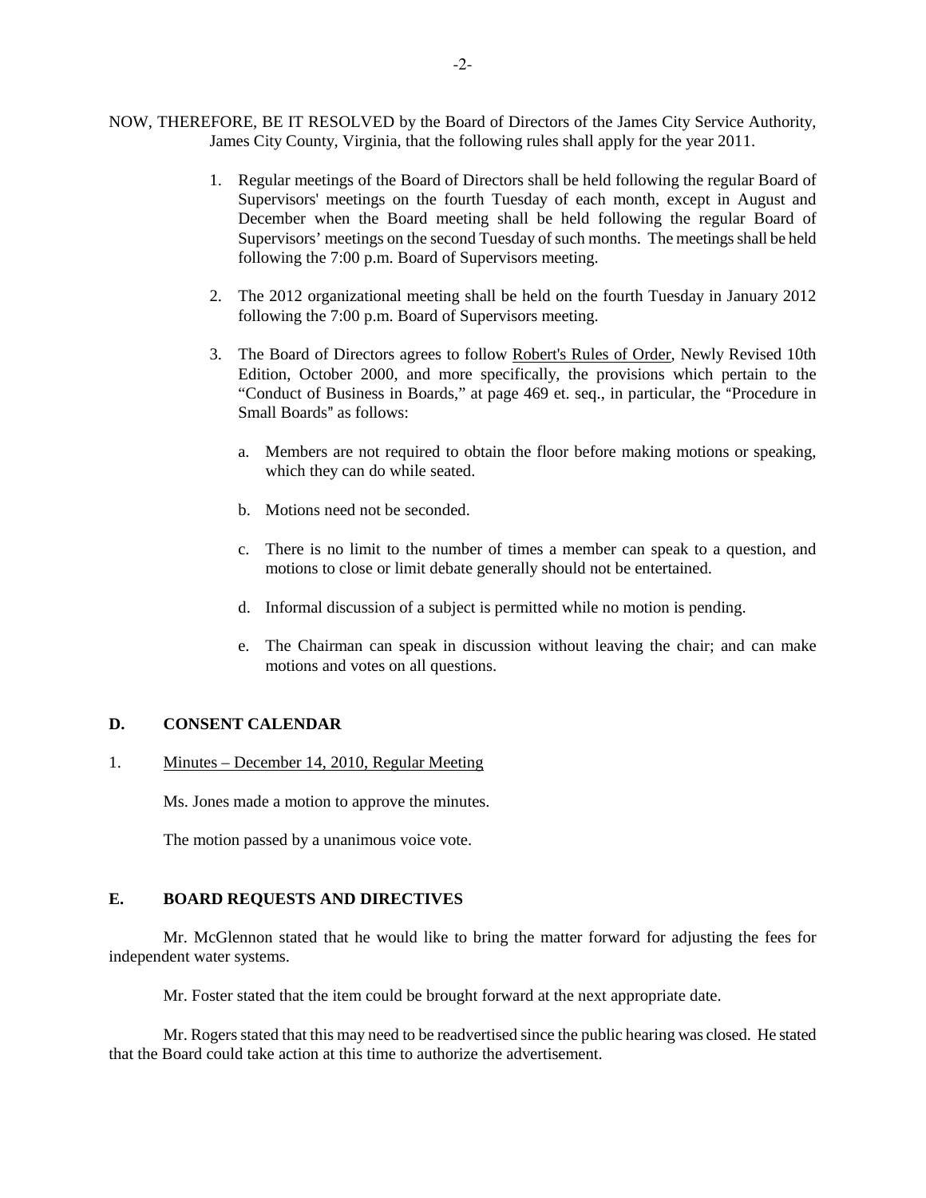NOW, THEREFORE, BE IT RESOLVED by the Board of Directors of the James City Service Authority, James City County, Virginia, that the following rules shall apply for the year 2011.

1. Regular meetings of the Board of Directors shall be held following the regular Board of Supervisors' meetings on the fourth Tuesday of each month, except in August and December when the Board meeting shall be held following the regular Board of Supervisors' meetings on the second Tuesday of such months. The meetings shall be held following the 7:00 p.m. Board of Supervisors meeting.

2. The 2012 organizational meeting shall be held on the fourth Tuesday in January 2012 following the 7:00 p.m. Board of Supervisors meeting.

3. The Board of Directors agrees to follow Robert's Rules of Order, Newly Revised 10th Edition, October 2000, and more specifically, the provisions which pertain to the "Conduct of Business in Boards," at page 469 et. seq., in particular, the "Procedure in Small Boards" as follows:

   a. Members are not required to obtain the floor before making motions or speaking, which they can do while seated.

   b. Motions need not be seconded.

   c. There is no limit to the number of times a member can speak to a question, and motions to close or limit debate generally should not be entertained.

   d. Informal discussion of a subject is permitted while no motion is pending.

   e. The Chairman can speak in discussion without leaving the chair; and can make motions and votes on all questions.

## D. CONSENT CALENDAR

1. Minutes – December 14, 2010, Regular Meeting

Ms. Jones made a motion to approve the minutes.

The motion passed by a unanimous voice vote.

## E. BOARD REQUESTS AND DIRECTIVES

Mr. McGlennon stated that he would like to bring the matter forward for adjusting the fees for independent water systems.

Mr. Foster stated that the item could be brought forward at the next appropriate date.

Mr. Rogers stated that this may need to be readvertised since the public hearing was closed. He stated that the Board could take action at this time to authorize the advertisement.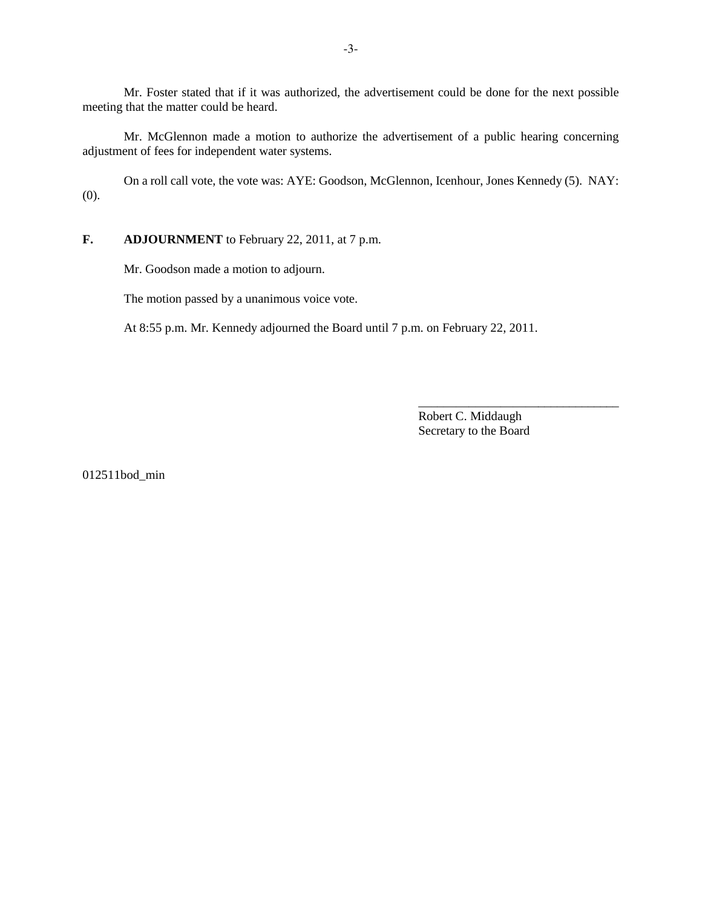Mr. Foster stated that if it was authorized, the advertisement could be done for the next possible meeting that the matter could be heard.

Mr. McGlennon made a motion to authorize the advertisement of a public hearing concerning adjustment of fees for independent water systems.

On a roll call vote, the vote was: AYE: Goodson, McGlennon, Icenhour, Jones Kennedy (5). NAY: (0).

**F. ADJOURNMENT** to February 22, 2011, at 7 p.m.

Mr. Goodson made a motion to adjourn.

The motion passed by a unanimous voice vote.

At 8:55 p.m. Mr. Kennedy adjourned the Board until 7 p.m. on February 22, 2011.

\_\_\_\_\_\_\_\_\_\_\_\_\_\_\_\_\_\_\_\_\_\_\_\_\_\_\_\_\_\_\_\_

Robert C. Middaugh
Secretary to the Board

012511bod_min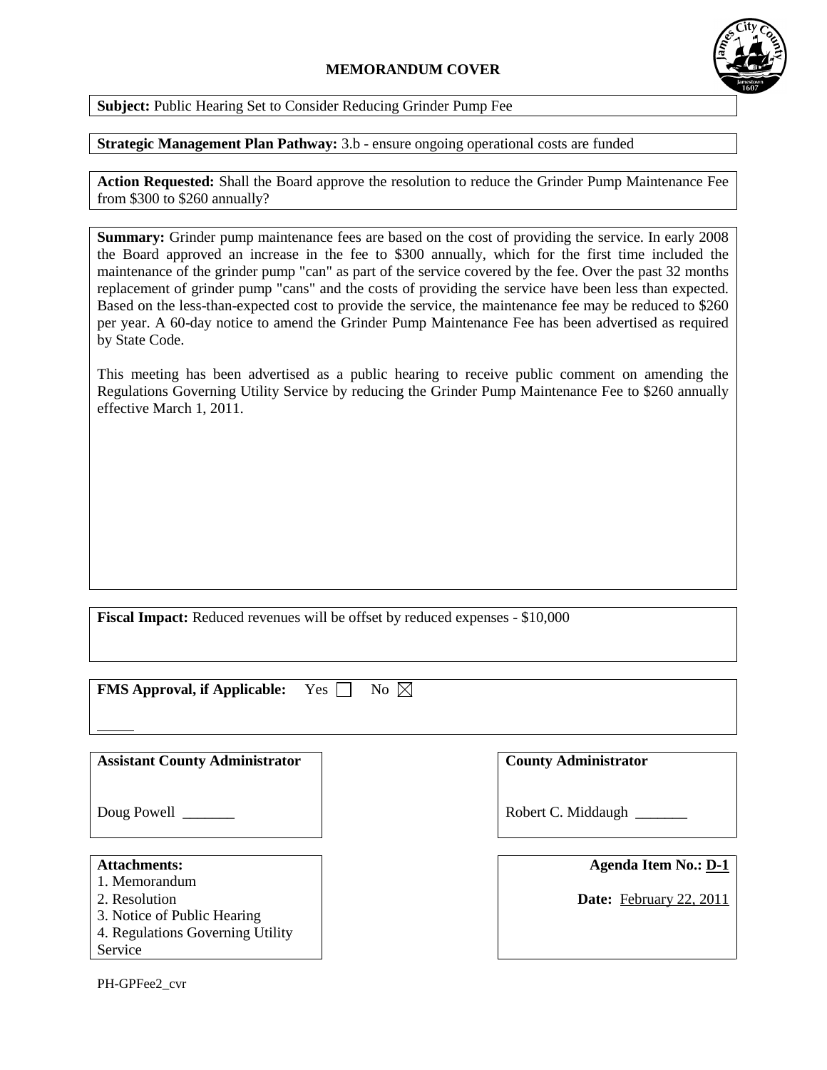# MEMORANDUM COVER

**Subject:** Public Hearing Set to Consider Reducing Grinder Pump Fee

**Strategic Management Plan Pathway:** 3.b - ensure ongoing operational costs are funded

**Action Requested:** Shall the Board approve the resolution to reduce the Grinder Pump Maintenance Fee from $300 to $260 annually?

**Summary:** Grinder pump maintenance fees are based on the cost of providing the service. In early 2008 the Board approved an increase in the fee to $300 annually, which for the first time included the maintenance of the grinder pump "can" as part of the service covered by the fee. Over the past 32 months replacement of grinder pump "cans" and the costs of providing the service have been less than expected. Based on the less-than-expected cost to provide the service, the maintenance fee may be reduced to $260 per year. A 60-day notice to amend the Grinder Pump Maintenance Fee has been advertised as required by State Code.

This meeting has been advertised as a public hearing to receive public comment on amending the Regulations Governing Utility Service by reducing the Grinder Pump Maintenance Fee to $260 annually effective March 1, 2011.

**Fiscal Impact:** Reduced revenues will be offset by reduced expenses - $10,000

**FMS Approval, if Applicable:** Yes ☐ No ☒

_____

**Assistant County Administrator**

Doug Powell _______

**County Administrator**

Robert C. Middaugh _______

**Attachments:**
1. Memorandum
2. Resolution
3. Notice of Public Hearing
4. Regulations Governing Utility Service

**Agenda Item No.:** D-1

**Date:** February 22, 2011

PH-GPFee2_cvr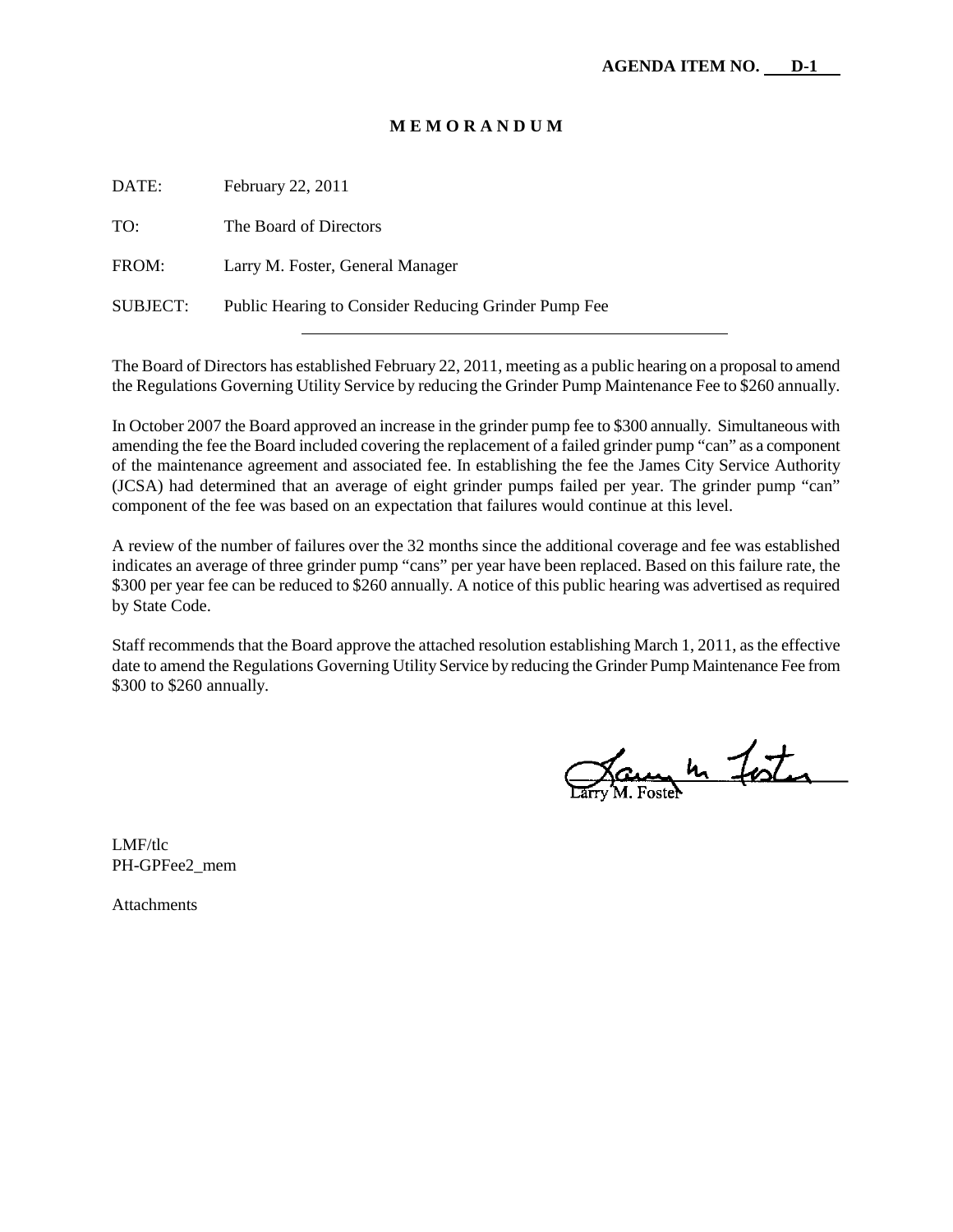**AGENDA ITEM NO. D-1**

# M E M O R A N D U M

DATE: February 22, 2011

TO: The Board of Directors

FROM: Larry M. Foster, General Manager

SUBJECT: Public Hearing to Consider Reducing Grinder Pump Fee

---

The Board of Directors has established February 22, 2011, meeting as a public hearing on a proposal to amend the Regulations Governing Utility Service by reducing the Grinder Pump Maintenance Fee to $260 annually.

In October 2007 the Board approved an increase in the grinder pump fee to $300 annually. Simultaneous with amending the fee the Board included covering the replacement of a failed grinder pump "can" as a component of the maintenance agreement and associated fee. In establishing the fee the James City Service Authority (JCSA) had determined that an average of eight grinder pumps failed per year. The grinder pump "can" component of the fee was based on an expectation that failures would continue at this level.

A review of the number of failures over the 32 months since the additional coverage and fee was established indicates an average of three grinder pump "cans" per year have been replaced. Based on this failure rate, the $300 per year fee can be reduced to $260 annually. A notice of this public hearing was advertised as required by State Code.

Staff recommends that the Board approve the attached resolution establishing March 1, 2011, as the effective date to amend the Regulations Governing Utility Service by reducing the Grinder Pump Maintenance Fee from $300 to $260 annually.

Larry M. Foster

LMF/tlc
PH-GPFee2_mem

Attachments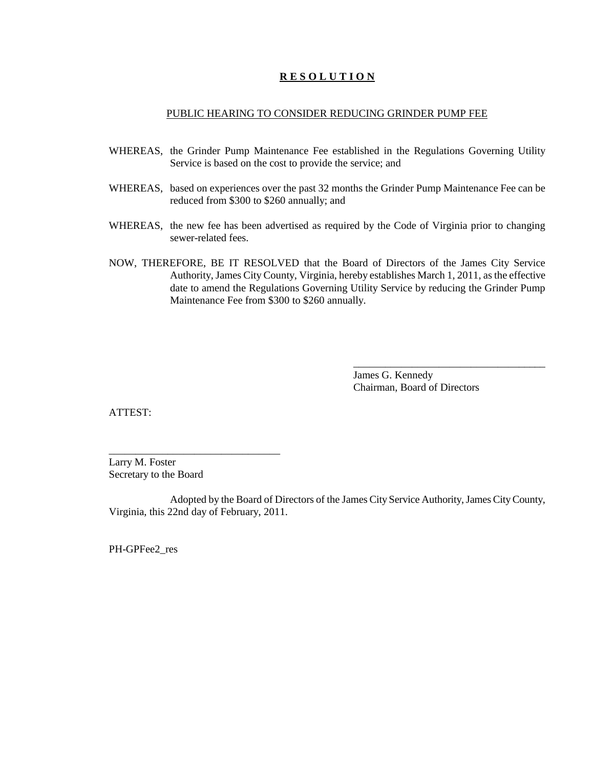# **R E S O L U T I O N**

PUBLIC HEARING TO CONSIDER REDUCING GRINDER PUMP FEE

WHEREAS, the Grinder Pump Maintenance Fee established in the Regulations Governing Utility Service is based on the cost to provide the service; and

WHEREAS, based on experiences over the past 32 months the Grinder Pump Maintenance Fee can be reduced from $300 to $260 annually; and

WHEREAS, the new fee has been advertised as required by the Code of Virginia prior to changing sewer-related fees.

NOW, THEREFORE, BE IT RESOLVED that the Board of Directors of the James City Service Authority, James City County, Virginia, hereby establishes March 1, 2011, as the effective date to amend the Regulations Governing Utility Service by reducing the Grinder Pump Maintenance Fee from $300 to $260 annually.

\_\_\_\_\_\_\_\_\_\_\_\_\_\_\_\_\_\_\_\_\_\_\_\_\_\_\_\_\_\_\_\_\_\_\_\_
James G. Kennedy
Chairman, Board of Directors

ATTEST:

\_\_\_\_\_\_\_\_\_\_\_\_\_\_\_\_\_\_\_\_\_\_\_\_\_\_\_\_\_\_\_\_
Larry M. Foster
Secretary to the Board

Adopted by the Board of Directors of the James City Service Authority, James City County, Virginia, this 22nd day of February, 2011.

PH-GPFee2_res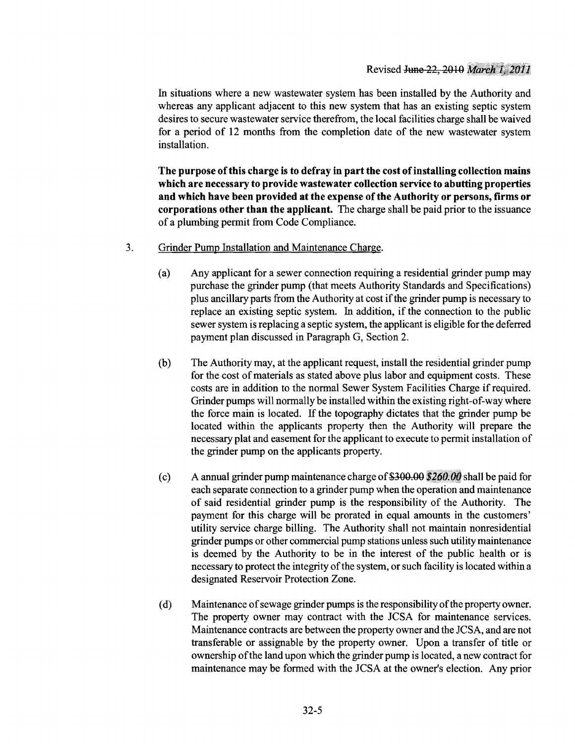Revised ~~June 22, 2010~~ *March 1, 2011*

In situations where a new wastewater system has been installed by the Authority and whereas any applicant adjacent to this new system that has an existing septic system desires to secure wastewater service therefrom, the local facilities charge shall be waived for a period of 12 months from the completion date of the new wastewater system installation.

**The purpose of this charge is to defray in part the cost of installing collection mains which are necessary to provide wastewater collection service to abutting properties and which have been provided at the expense of the Authority or persons, firms or corporations other than the applicant.** The charge shall be paid prior to the issuance of a plumbing permit from Code Compliance.

3. Grinder Pump Installation and Maintenance Charge.

   (a) Any applicant for a sewer connection requiring a residential grinder pump may purchase the grinder pump (that meets Authority Standards and Specifications) plus ancillary parts from the Authority at cost if the grinder pump is necessary to replace an existing septic system. In addition, if the connection to the public sewer system is replacing a septic system, the applicant is eligible for the deferred payment plan discussed in Paragraph G, Section 2.

   (b) The Authority may, at the applicant request, install the residential grinder pump for the cost of materials as stated above plus labor and equipment costs. These costs are in addition to the normal Sewer System Facilities Charge if required. Grinder pumps will normally be installed within the existing right-of-way where the force main is located. If the topography dictates that the grinder pump be located within the applicants property then the Authority will prepare the necessary plat and easement for the applicant to execute to permit installation of the grinder pump on the applicants property.

   (c) A annual grinder pump maintenance charge of ~~$300.00~~ *$260.00* shall be paid for each separate connection to a grinder pump when the operation and maintenance of said residential grinder pump is the responsibility of the Authority. The payment for this charge will be prorated in equal amounts in the customers' utility service charge billing. The Authority shall not maintain nonresidential grinder pumps or other commercial pump stations unless such utility maintenance is deemed by the Authority to be in the interest of the public health or is necessary to protect the integrity of the system, or such facility is located within a designated Reservoir Protection Zone.

   (d) Maintenance of sewage grinder pumps is the responsibility of the property owner. The property owner may contract with the JCSA for maintenance services. Maintenance contracts are between the property owner and the JCSA, and are not transferable or assignable by the property owner. Upon a transfer of title or ownership of the land upon which the grinder pump is located, a new contract for maintenance may be formed with the JCSA at the owner's election. Any prior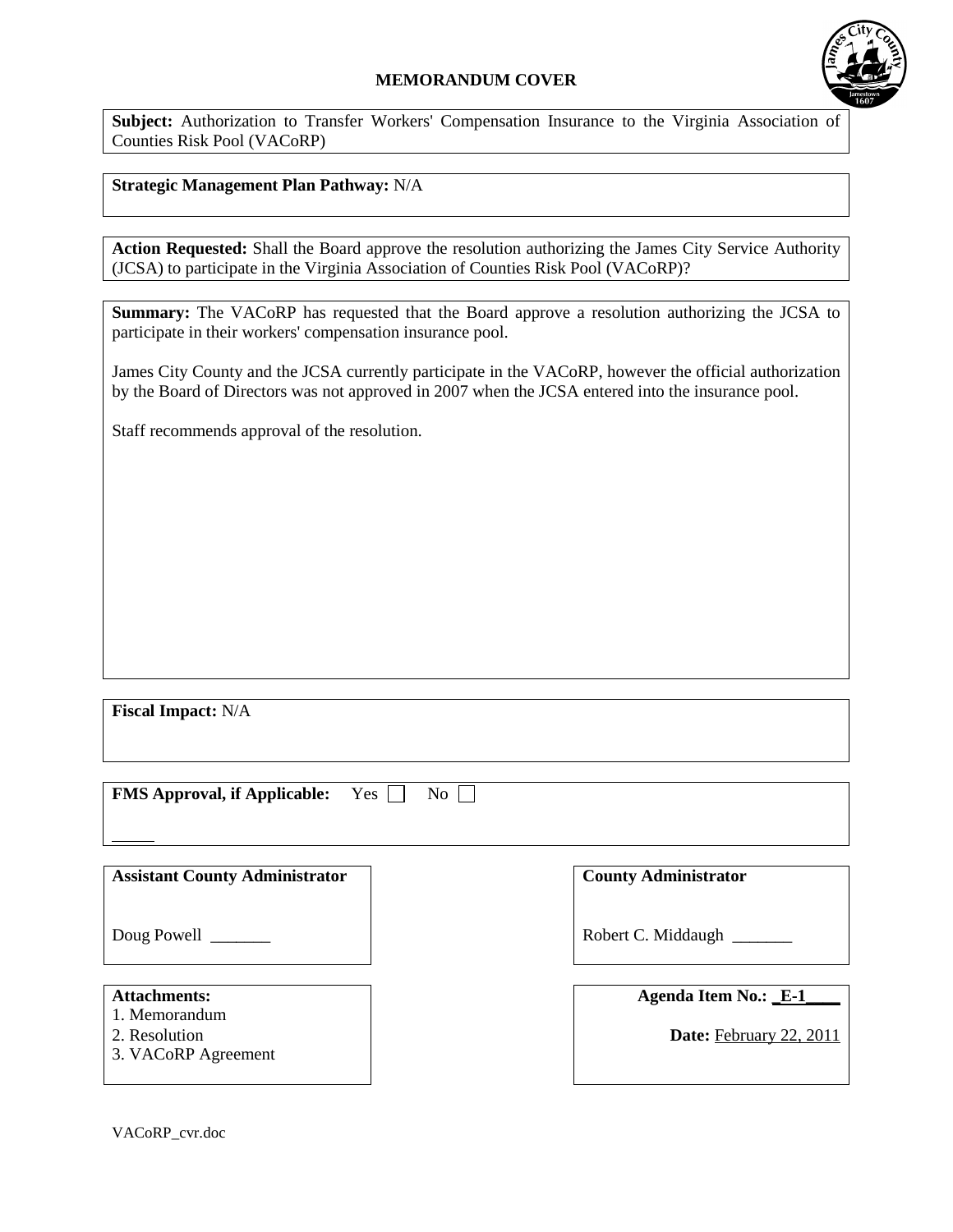## MEMORANDUM COVER

**Subject:** Authorization to Transfer Workers' Compensation Insurance to the Virginia Association of Counties Risk Pool (VACoRP)

**Strategic Management Plan Pathway:** N/A

**Action Requested:** Shall the Board approve the resolution authorizing the James City Service Authority (JCSA) to participate in the Virginia Association of Counties Risk Pool (VACoRP)?

**Summary:** The VACoRP has requested that the Board approve a resolution authorizing the JCSA to participate in their workers' compensation insurance pool.

James City County and the JCSA currently participate in the VACoRP, however the official authorization by the Board of Directors was not approved in 2007 when the JCSA entered into the insurance pool.

Staff recommends approval of the resolution.

**Fiscal Impact:** N/A

**FMS Approval, if Applicable:** Yes ☐ No ☐

_____

**Assistant County Administrator**

Doug Powell _______

**County Administrator**

Robert C. Middaugh _______

**Attachments:**
1. Memorandum
2. Resolution
3. VACoRP Agreement

**Agenda Item No.:** _E-1____

**Date:** February 22, 2011

VACoRP_cvr.doc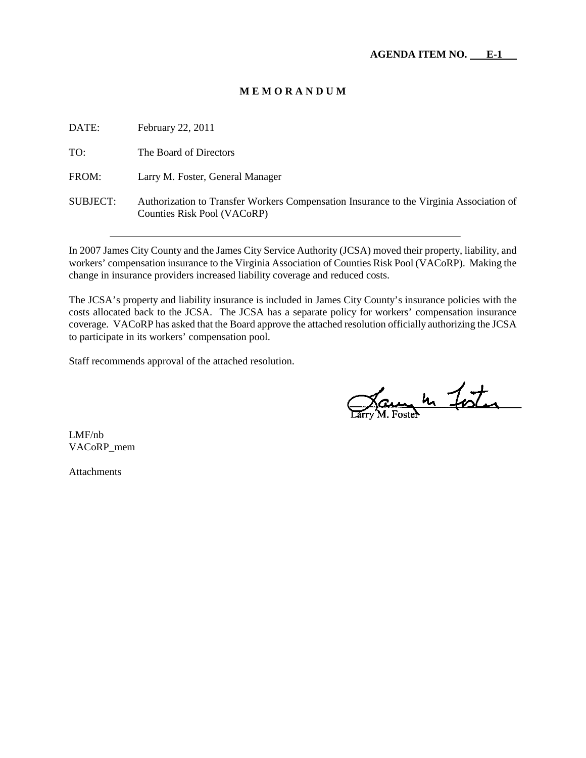**AGENDA ITEM NO. E-1**

# M E M O R A N D U M

DATE: February 22, 2011

TO: The Board of Directors

FROM: Larry M. Foster, General Manager

SUBJECT: Authorization to Transfer Workers Compensation Insurance to the Virginia Association of Counties Risk Pool (VACoRP)

---

In 2007 James City County and the James City Service Authority (JCSA) moved their property, liability, and workers' compensation insurance to the Virginia Association of Counties Risk Pool (VACoRP). Making the change in insurance providers increased liability coverage and reduced costs.

The JCSA's property and liability insurance is included in James City County's insurance policies with the costs allocated back to the JCSA. The JCSA has a separate policy for workers' compensation insurance coverage. VACoRP has asked that the Board approve the attached resolution officially authorizing the JCSA to participate in its workers' compensation pool.

Staff recommends approval of the attached resolution.

Larry M. Foster

LMF/nb
VACoRP_mem

Attachments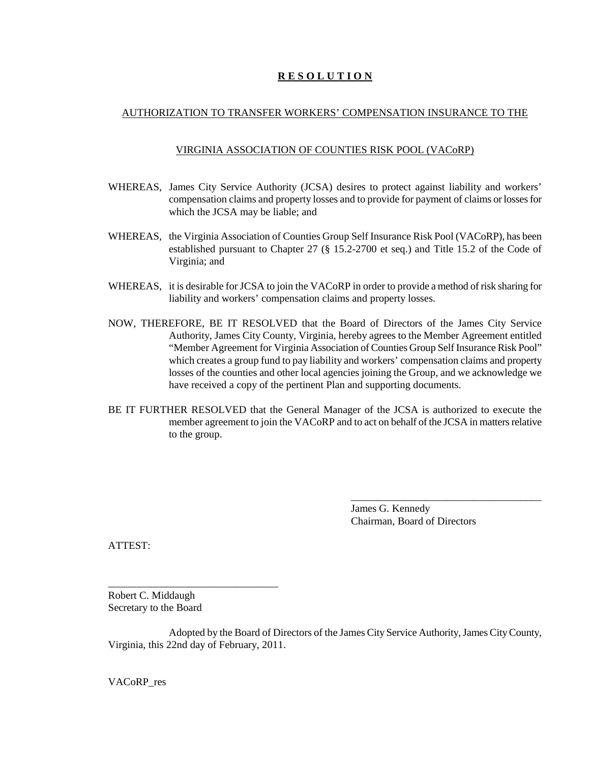# **R E S O L U T I O N**

AUTHORIZATION TO TRANSFER WORKERS' COMPENSATION INSURANCE TO THE

VIRGINIA ASSOCIATION OF COUNTIES RISK POOL (VACoRP)

WHEREAS, James City Service Authority (JCSA) desires to protect against liability and workers' compensation claims and property losses and to provide for payment of claims or losses for which the JCSA may be liable; and

WHEREAS, the Virginia Association of Counties Group Self Insurance Risk Pool (VACoRP), has been established pursuant to Chapter 27 (§ 15.2-2700 et seq.) and Title 15.2 of the Code of Virginia; and

WHEREAS, it is desirable for JCSA to join the VACoRP in order to provide a method of risk sharing for liability and workers' compensation claims and property losses.

NOW, THEREFORE, BE IT RESOLVED that the Board of Directors of the James City Service Authority, James City County, Virginia, hereby agrees to the Member Agreement entitled "Member Agreement for Virginia Association of Counties Group Self Insurance Risk Pool" which creates a group fund to pay liability and workers' compensation claims and property losses of the counties and other local agencies joining the Group, and we acknowledge we have received a copy of the pertinent Plan and supporting documents.

BE IT FURTHER RESOLVED that the General Manager of the JCSA is authorized to execute the member agreement to join the VACoRP and to act on behalf of the JCSA in matters relative to the group.

_____________________________________
James G. Kennedy
Chairman, Board of Directors

ATTEST:

_________________________________
Robert C. Middaugh
Secretary to the Board

Adopted by the Board of Directors of the James City Service Authority, James City County, Virginia, this 22nd day of February, 2011.

VACoRP_res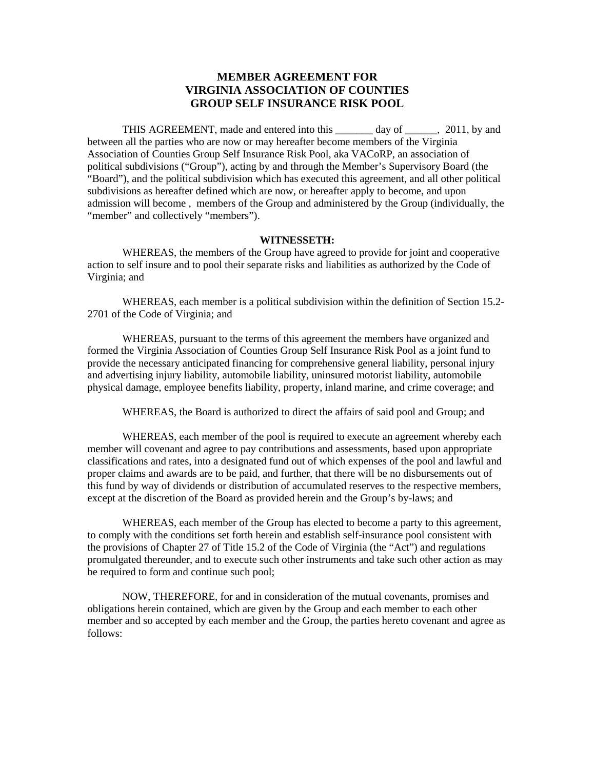# MEMBER AGREEMENT FOR VIRGINIA ASSOCIATION OF COUNTIES GROUP SELF INSURANCE RISK POOL

THIS AGREEMENT, made and entered into this _______ day of ______, 2011, by and between all the parties who are now or may hereafter become members of the Virginia Association of Counties Group Self Insurance Risk Pool, aka VACoRP, an association of political subdivisions ("Group"), acting by and through the Member's Supervisory Board (the "Board"), and the political subdivision which has executed this agreement, and all other political subdivisions as hereafter defined which are now, or hereafter apply to become, and upon admission will become , members of the Group and administered by the Group (individually, the "member" and collectively "members").

**WITNESSETH:**

WHEREAS, the members of the Group have agreed to provide for joint and cooperative action to self insure and to pool their separate risks and liabilities as authorized by the Code of Virginia; and

WHEREAS, each member is a political subdivision within the definition of Section 15.2-2701 of the Code of Virginia; and

WHEREAS, pursuant to the terms of this agreement the members have organized and formed the Virginia Association of Counties Group Self Insurance Risk Pool as a joint fund to provide the necessary anticipated financing for comprehensive general liability, personal injury and advertising injury liability, automobile liability, uninsured motorist liability, automobile physical damage, employee benefits liability, property, inland marine, and crime coverage; and

WHEREAS, the Board is authorized to direct the affairs of said pool and Group; and

WHEREAS, each member of the pool is required to execute an agreement whereby each member will covenant and agree to pay contributions and assessments, based upon appropriate classifications and rates, into a designated fund out of which expenses of the pool and lawful and proper claims and awards are to be paid, and further, that there will be no disbursements out of this fund by way of dividends or distribution of accumulated reserves to the respective members, except at the discretion of the Board as provided herein and the Group's by-laws; and

WHEREAS, each member of the Group has elected to become a party to this agreement, to comply with the conditions set forth herein and establish self-insurance pool consistent with the provisions of Chapter 27 of Title 15.2 of the Code of Virginia (the "Act") and regulations promulgated thereunder, and to execute such other instruments and take such other action as may be required to form and continue such pool;

NOW, THEREFORE, for and in consideration of the mutual covenants, promises and obligations herein contained, which are given by the Group and each member to each other member and so accepted by each member and the Group, the parties hereto covenant and agree as follows: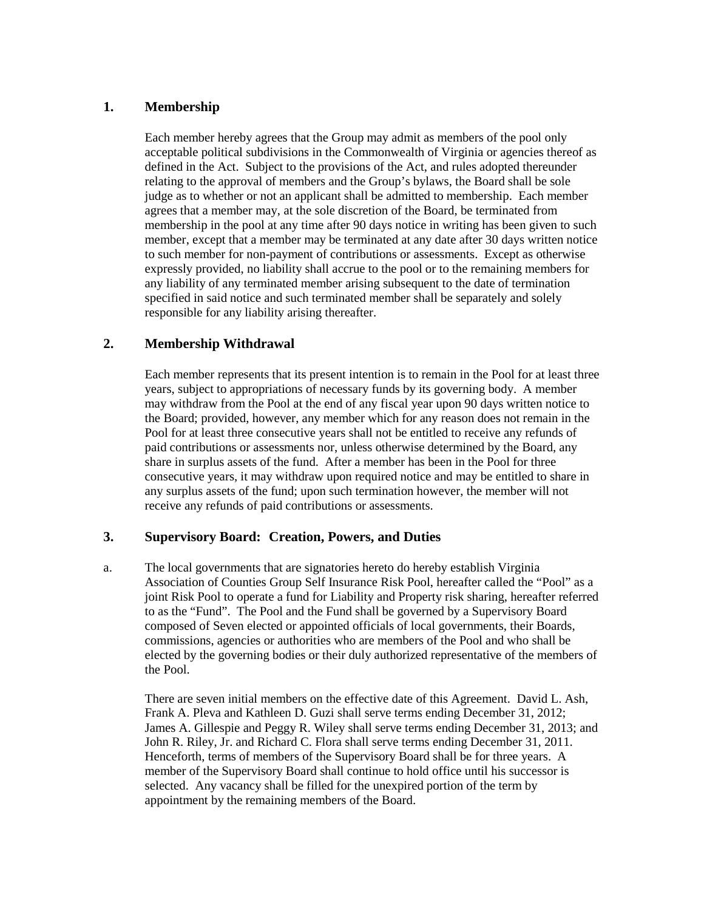## 1. Membership

Each member hereby agrees that the Group may admit as members of the pool only acceptable political subdivisions in the Commonwealth of Virginia or agencies thereof as defined in the Act. Subject to the provisions of the Act, and rules adopted thereunder relating to the approval of members and the Group's bylaws, the Board shall be sole judge as to whether or not an applicant shall be admitted to membership. Each member agrees that a member may, at the sole discretion of the Board, be terminated from membership in the pool at any time after 90 days notice in writing has been given to such member, except that a member may be terminated at any date after 30 days written notice to such member for non-payment of contributions or assessments. Except as otherwise expressly provided, no liability shall accrue to the pool or to the remaining members for any liability of any terminated member arising subsequent to the date of termination specified in said notice and such terminated member shall be separately and solely responsible for any liability arising thereafter.

## 2. Membership Withdrawal

Each member represents that its present intention is to remain in the Pool for at least three years, subject to appropriations of necessary funds by its governing body. A member may withdraw from the Pool at the end of any fiscal year upon 90 days written notice to the Board; provided, however, any member which for any reason does not remain in the Pool for at least three consecutive years shall not be entitled to receive any refunds of paid contributions or assessments nor, unless otherwise determined by the Board, any share in surplus assets of the fund. After a member has been in the Pool for three consecutive years, it may withdraw upon required notice and may be entitled to share in any surplus assets of the fund; upon such termination however, the member will not receive any refunds of paid contributions or assessments.

## 3. Supervisory Board: Creation, Powers, and Duties

a. The local governments that are signatories hereto do hereby establish Virginia Association of Counties Group Self Insurance Risk Pool, hereafter called the "Pool" as a joint Risk Pool to operate a fund for Liability and Property risk sharing, hereafter referred to as the "Fund". The Pool and the Fund shall be governed by a Supervisory Board composed of Seven elected or appointed officials of local governments, their Boards, commissions, agencies or authorities who are members of the Pool and who shall be elected by the governing bodies or their duly authorized representative of the members of the Pool.

There are seven initial members on the effective date of this Agreement. David L. Ash, Frank A. Pleva and Kathleen D. Guzi shall serve terms ending December 31, 2012; James A. Gillespie and Peggy R. Wiley shall serve terms ending December 31, 2013; and John R. Riley, Jr. and Richard C. Flora shall serve terms ending December 31, 2011. Henceforth, terms of members of the Supervisory Board shall be for three years. A member of the Supervisory Board shall continue to hold office until his successor is selected. Any vacancy shall be filled for the unexpired portion of the term by appointment by the remaining members of the Board.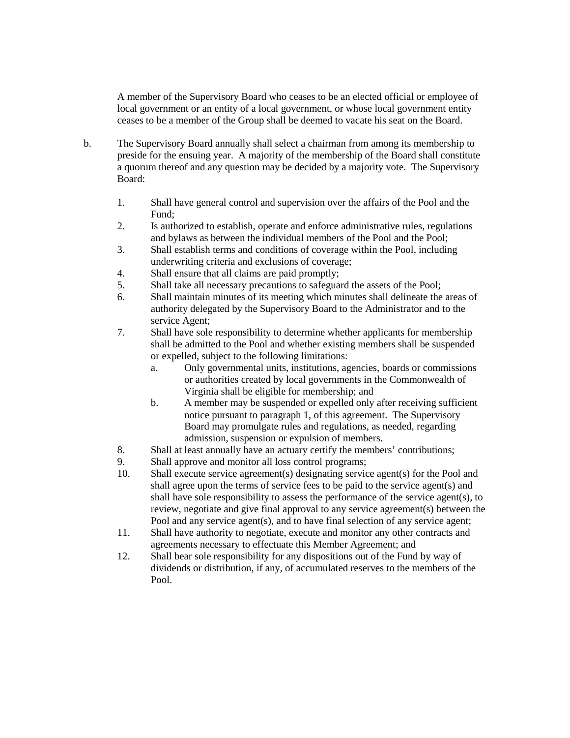A member of the Supervisory Board who ceases to be an elected official or employee of local government or an entity of a local government, or whose local government entity ceases to be a member of the Group shall be deemed to vacate his seat on the Board.

b. The Supervisory Board annually shall select a chairman from among its membership to preside for the ensuing year. A majority of the membership of the Board shall constitute a quorum thereof and any question may be decided by a majority vote. The Supervisory Board:

1. Shall have general control and supervision over the affairs of the Pool and the Fund;
2. Is authorized to establish, operate and enforce administrative rules, regulations and bylaws as between the individual members of the Pool and the Pool;
3. Shall establish terms and conditions of coverage within the Pool, including underwriting criteria and exclusions of coverage;
4. Shall ensure that all claims are paid promptly;
5. Shall take all necessary precautions to safeguard the assets of the Pool;
6. Shall maintain minutes of its meeting which minutes shall delineate the areas of authority delegated by the Supervisory Board to the Administrator and to the service Agent;
7. Shall have sole responsibility to determine whether applicants for membership shall be admitted to the Pool and whether existing members shall be suspended or expelled, subject to the following limitations:
   a. Only governmental units, institutions, agencies, boards or commissions or authorities created by local governments in the Commonwealth of Virginia shall be eligible for membership; and
   b. A member may be suspended or expelled only after receiving sufficient notice pursuant to paragraph 1, of this agreement. The Supervisory Board may promulgate rules and regulations, as needed, regarding admission, suspension or expulsion of members.
8. Shall at least annually have an actuary certify the members' contributions;
9. Shall approve and monitor all loss control programs;
10. Shall execute service agreement(s) designating service agent(s) for the Pool and shall agree upon the terms of service fees to be paid to the service agent(s) and shall have sole responsibility to assess the performance of the service agent(s), to review, negotiate and give final approval to any service agreement(s) between the Pool and any service agent(s), and to have final selection of any service agent;
11. Shall have authority to negotiate, execute and monitor any other contracts and agreements necessary to effectuate this Member Agreement; and
12. Shall bear sole responsibility for any dispositions out of the Fund by way of dividends or distribution, if any, of accumulated reserves to the members of the Pool.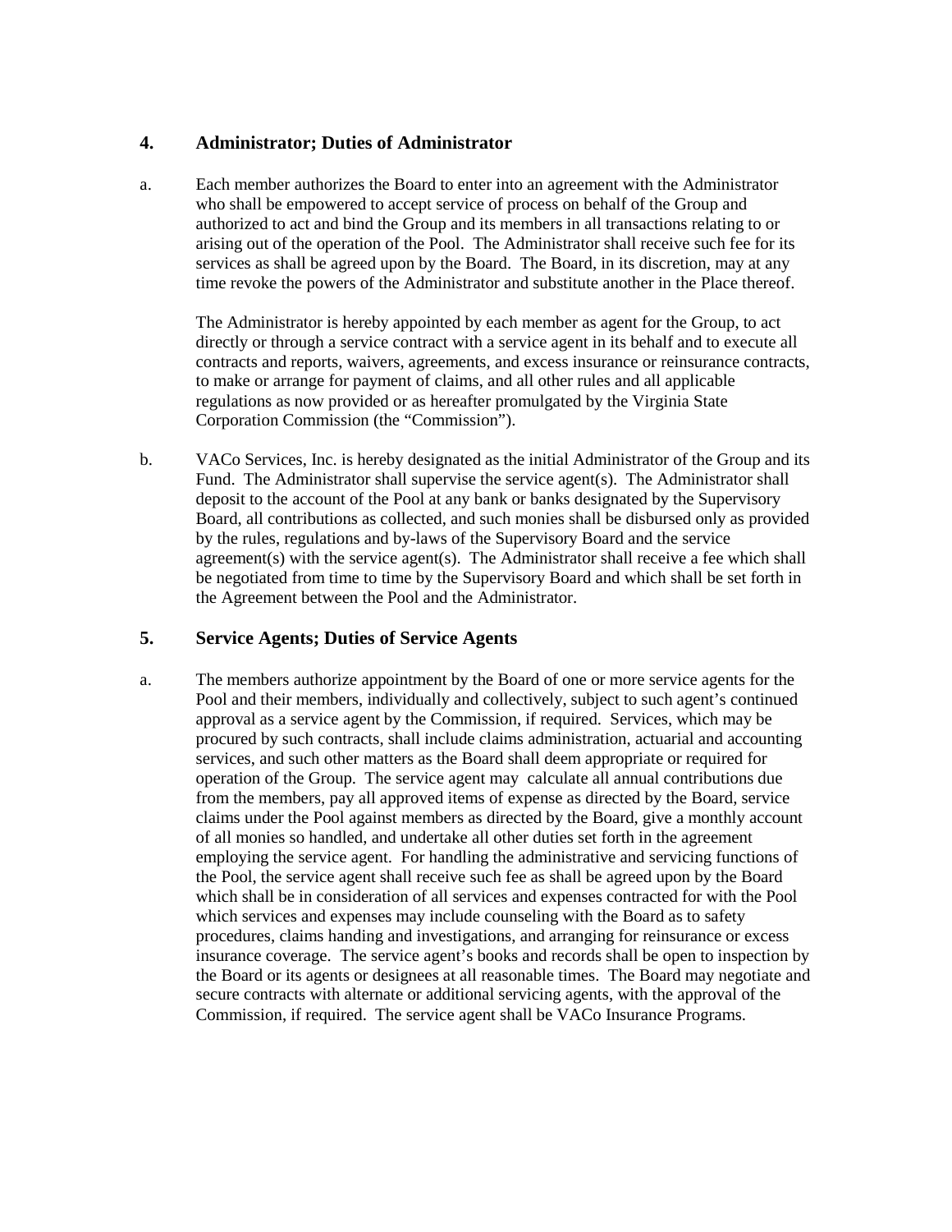## 4. Administrator; Duties of Administrator

a. Each member authorizes the Board to enter into an agreement with the Administrator who shall be empowered to accept service of process on behalf of the Group and authorized to act and bind the Group and its members in all transactions relating to or arising out of the operation of the Pool. The Administrator shall receive such fee for its services as shall be agreed upon by the Board. The Board, in its discretion, may at any time revoke the powers of the Administrator and substitute another in the Place thereof.

   The Administrator is hereby appointed by each member as agent for the Group, to act directly or through a service contract with a service agent in its behalf and to execute all contracts and reports, waivers, agreements, and excess insurance or reinsurance contracts, to make or arrange for payment of claims, and all other rules and all applicable regulations as now provided or as hereafter promulgated by the Virginia State Corporation Commission (the "Commission").

b. VACo Services, Inc. is hereby designated as the initial Administrator of the Group and its Fund. The Administrator shall supervise the service agent(s). The Administrator shall deposit to the account of the Pool at any bank or banks designated by the Supervisory Board, all contributions as collected, and such monies shall be disbursed only as provided by the rules, regulations and by-laws of the Supervisory Board and the service agreement(s) with the service agent(s). The Administrator shall receive a fee which shall be negotiated from time to time by the Supervisory Board and which shall be set forth in the Agreement between the Pool and the Administrator.

## 5. Service Agents; Duties of Service Agents

a. The members authorize appointment by the Board of one or more service agents for the Pool and their members, individually and collectively, subject to such agent's continued approval as a service agent by the Commission, if required. Services, which may be procured by such contracts, shall include claims administration, actuarial and accounting services, and such other matters as the Board shall deem appropriate or required for operation of the Group. The service agent may calculate all annual contributions due from the members, pay all approved items of expense as directed by the Board, service claims under the Pool against members as directed by the Board, give a monthly account of all monies so handled, and undertake all other duties set forth in the agreement employing the service agent. For handling the administrative and servicing functions of the Pool, the service agent shall receive such fee as shall be agreed upon by the Board which shall be in consideration of all services and expenses contracted for with the Pool which services and expenses may include counseling with the Board as to safety procedures, claims handing and investigations, and arranging for reinsurance or excess insurance coverage. The service agent's books and records shall be open to inspection by the Board or its agents or designees at all reasonable times. The Board may negotiate and secure contracts with alternate or additional servicing agents, with the approval of the Commission, if required. The service agent shall be VACo Insurance Programs.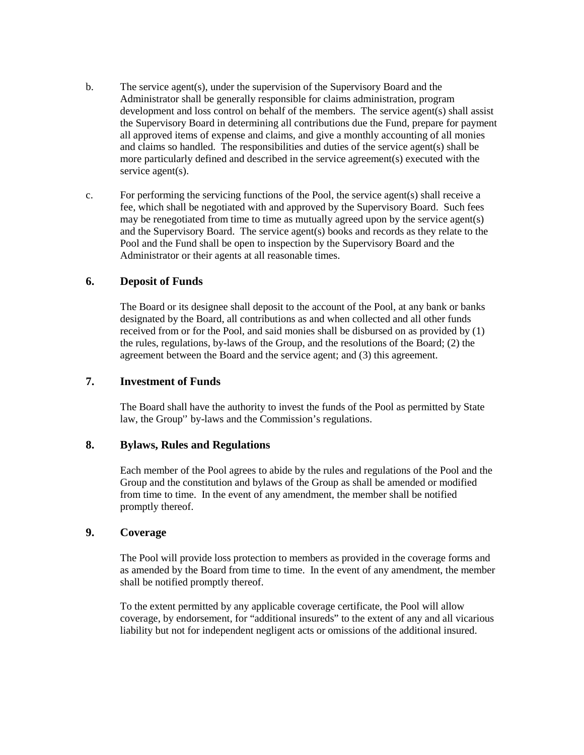b. The service agent(s), under the supervision of the Supervisory Board and the Administrator shall be generally responsible for claims administration, program development and loss control on behalf of the members. The service agent(s) shall assist the Supervisory Board in determining all contributions due the Fund, prepare for payment all approved items of expense and claims, and give a monthly accounting of all monies and claims so handled. The responsibilities and duties of the service agent(s) shall be more particularly defined and described in the service agreement(s) executed with the service agent(s).

c. For performing the servicing functions of the Pool, the service agent(s) shall receive a fee, which shall be negotiated with and approved by the Supervisory Board. Such fees may be renegotiated from time to time as mutually agreed upon by the service agent(s) and the Supervisory Board. The service agent(s) books and records as they relate to the Pool and the Fund shall be open to inspection by the Supervisory Board and the Administrator or their agents at all reasonable times.

## 6. Deposit of Funds

The Board or its designee shall deposit to the account of the Pool, at any bank or banks designated by the Board, all contributions as and when collected and all other funds received from or for the Pool, and said monies shall be disbursed on as provided by (1) the rules, regulations, by-laws of the Group, and the resolutions of the Board; (2) the agreement between the Board and the service agent; and (3) this agreement.

## 7. Investment of Funds

The Board shall have the authority to invest the funds of the Pool as permitted by State law, the Group" by-laws and the Commission's regulations.

## 8. Bylaws, Rules and Regulations

Each member of the Pool agrees to abide by the rules and regulations of the Pool and the Group and the constitution and bylaws of the Group as shall be amended or modified from time to time. In the event of any amendment, the member shall be notified promptly thereof.

## 9. Coverage

The Pool will provide loss protection to members as provided in the coverage forms and as amended by the Board from time to time. In the event of any amendment, the member shall be notified promptly thereof.

To the extent permitted by any applicable coverage certificate, the Pool will allow coverage, by endorsement, for "additional insureds" to the extent of any and all vicarious liability but not for independent negligent acts or omissions of the additional insured.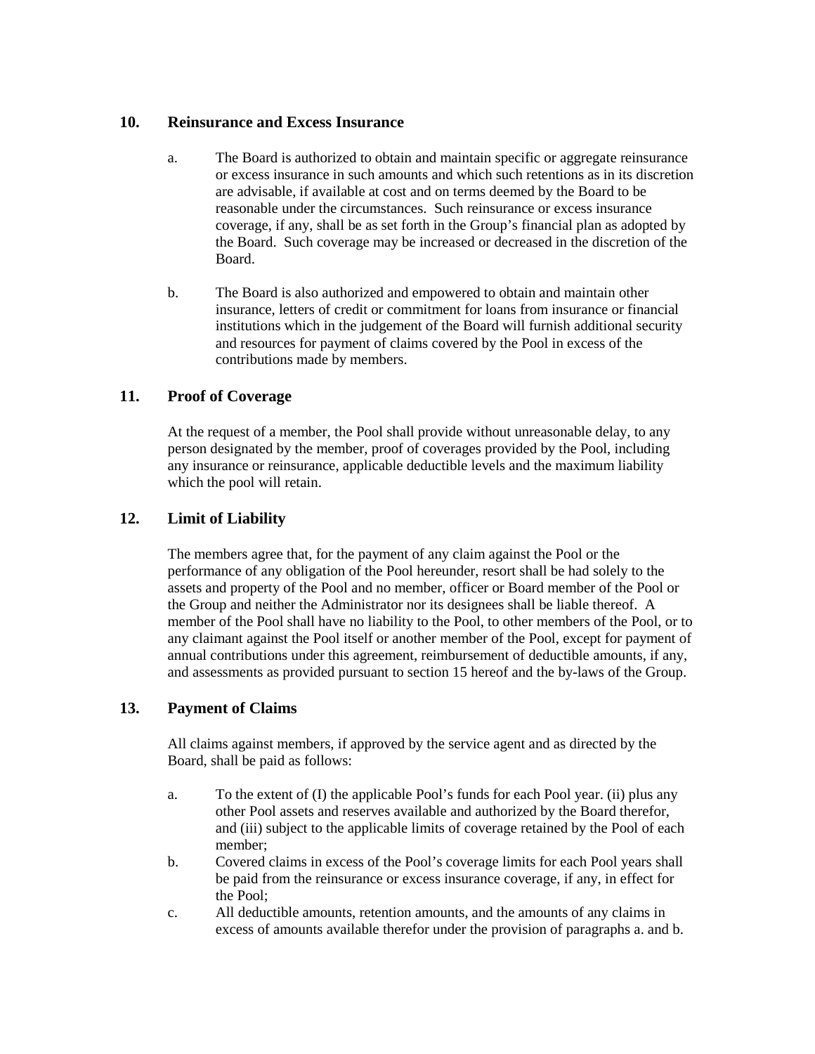## 10. Reinsurance and Excess Insurance

a. The Board is authorized to obtain and maintain specific or aggregate reinsurance or excess insurance in such amounts and which such retentions as in its discretion are advisable, if available at cost and on terms deemed by the Board to be reasonable under the circumstances. Such reinsurance or excess insurance coverage, if any, shall be as set forth in the Group's financial plan as adopted by the Board. Such coverage may be increased or decreased in the discretion of the Board.

b. The Board is also authorized and empowered to obtain and maintain other insurance, letters of credit or commitment for loans from insurance or financial institutions which in the judgement of the Board will furnish additional security and resources for payment of claims covered by the Pool in excess of the contributions made by members.

## 11. Proof of Coverage

At the request of a member, the Pool shall provide without unreasonable delay, to any person designated by the member, proof of coverages provided by the Pool, including any insurance or reinsurance, applicable deductible levels and the maximum liability which the pool will retain.

## 12. Limit of Liability

The members agree that, for the payment of any claim against the Pool or the performance of any obligation of the Pool hereunder, resort shall be had solely to the assets and property of the Pool and no member, officer or Board member of the Pool or the Group and neither the Administrator nor its designees shall be liable thereof. A member of the Pool shall have no liability to the Pool, to other members of the Pool, or to any claimant against the Pool itself or another member of the Pool, except for payment of annual contributions under this agreement, reimbursement of deductible amounts, if any, and assessments as provided pursuant to section 15 hereof and the by-laws of the Group.

## 13. Payment of Claims

All claims against members, if approved by the service agent and as directed by the Board, shall be paid as follows:

a. To the extent of (I) the applicable Pool's funds for each Pool year. (ii) plus any other Pool assets and reserves available and authorized by the Board therefor, and (iii) subject to the applicable limits of coverage retained by the Pool of each member;

b. Covered claims in excess of the Pool's coverage limits for each Pool years shall be paid from the reinsurance or excess insurance coverage, if any, in effect for the Pool;

c. All deductible amounts, retention amounts, and the amounts of any claims in excess of amounts available therefor under the provision of paragraphs a. and b.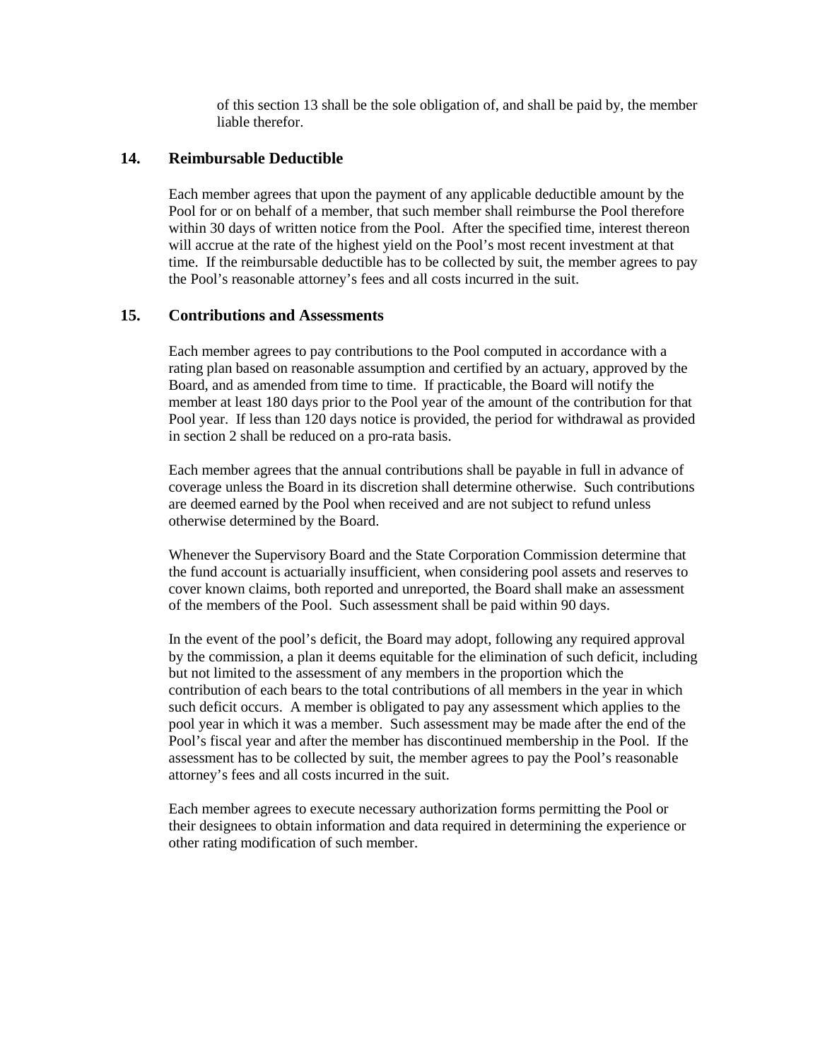of this section 13 shall be the sole obligation of, and shall be paid by, the member liable therefor.

## 14. Reimbursable Deductible

Each member agrees that upon the payment of any applicable deductible amount by the Pool for or on behalf of a member, that such member shall reimburse the Pool therefore within 30 days of written notice from the Pool. After the specified time, interest thereon will accrue at the rate of the highest yield on the Pool's most recent investment at that time. If the reimbursable deductible has to be collected by suit, the member agrees to pay the Pool's reasonable attorney's fees and all costs incurred in the suit.

## 15. Contributions and Assessments

Each member agrees to pay contributions to the Pool computed in accordance with a rating plan based on reasonable assumption and certified by an actuary, approved by the Board, and as amended from time to time. If practicable, the Board will notify the member at least 180 days prior to the Pool year of the amount of the contribution for that Pool year. If less than 120 days notice is provided, the period for withdrawal as provided in section 2 shall be reduced on a pro-rata basis.

Each member agrees that the annual contributions shall be payable in full in advance of coverage unless the Board in its discretion shall determine otherwise. Such contributions are deemed earned by the Pool when received and are not subject to refund unless otherwise determined by the Board.

Whenever the Supervisory Board and the State Corporation Commission determine that the fund account is actuarially insufficient, when considering pool assets and reserves to cover known claims, both reported and unreported, the Board shall make an assessment of the members of the Pool. Such assessment shall be paid within 90 days.

In the event of the pool's deficit, the Board may adopt, following any required approval by the commission, a plan it deems equitable for the elimination of such deficit, including but not limited to the assessment of any members in the proportion which the contribution of each bears to the total contributions of all members in the year in which such deficit occurs. A member is obligated to pay any assessment which applies to the pool year in which it was a member. Such assessment may be made after the end of the Pool's fiscal year and after the member has discontinued membership in the Pool. If the assessment has to be collected by suit, the member agrees to pay the Pool's reasonable attorney's fees and all costs incurred in the suit.

Each member agrees to execute necessary authorization forms permitting the Pool or their designees to obtain information and data required in determining the experience or other rating modification of such member.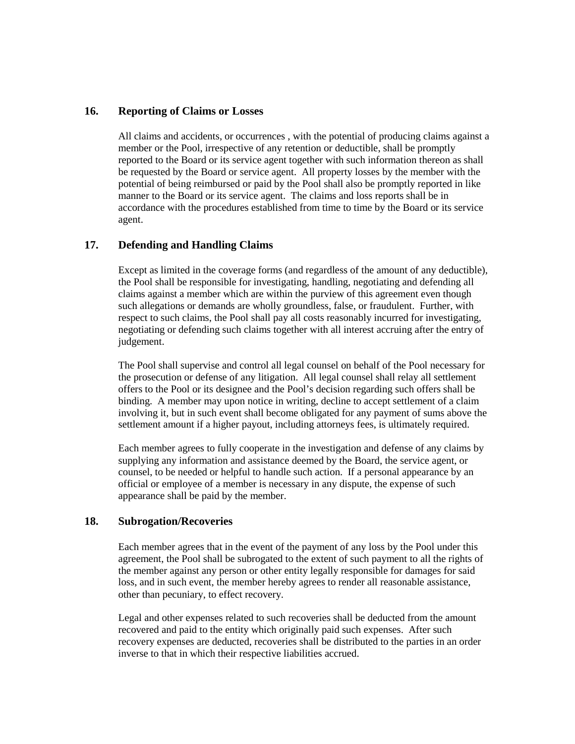## 16. Reporting of Claims or Losses

All claims and accidents, or occurrences , with the potential of producing claims against a member or the Pool, irrespective of any retention or deductible, shall be promptly reported to the Board or its service agent together with such information thereon as shall be requested by the Board or service agent. All property losses by the member with the potential of being reimbursed or paid by the Pool shall also be promptly reported in like manner to the Board or its service agent. The claims and loss reports shall be in accordance with the procedures established from time to time by the Board or its service agent.

## 17. Defending and Handling Claims

Except as limited in the coverage forms (and regardless of the amount of any deductible), the Pool shall be responsible for investigating, handling, negotiating and defending all claims against a member which are within the purview of this agreement even though such allegations or demands are wholly groundless, false, or fraudulent. Further, with respect to such claims, the Pool shall pay all costs reasonably incurred for investigating, negotiating or defending such claims together with all interest accruing after the entry of judgement.

The Pool shall supervise and control all legal counsel on behalf of the Pool necessary for the prosecution or defense of any litigation. All legal counsel shall relay all settlement offers to the Pool or its designee and the Pool's decision regarding such offers shall be binding. A member may upon notice in writing, decline to accept settlement of a claim involving it, but in such event shall become obligated for any payment of sums above the settlement amount if a higher payout, including attorneys fees, is ultimately required.

Each member agrees to fully cooperate in the investigation and defense of any claims by supplying any information and assistance deemed by the Board, the service agent, or counsel, to be needed or helpful to handle such action. If a personal appearance by an official or employee of a member is necessary in any dispute, the expense of such appearance shall be paid by the member.

## 18. Subrogation/Recoveries

Each member agrees that in the event of the payment of any loss by the Pool under this agreement, the Pool shall be subrogated to the extent of such payment to all the rights of the member against any person or other entity legally responsible for damages for said loss, and in such event, the member hereby agrees to render all reasonable assistance, other than pecuniary, to effect recovery.

Legal and other expenses related to such recoveries shall be deducted from the amount recovered and paid to the entity which originally paid such expenses. After such recovery expenses are deducted, recoveries shall be distributed to the parties in an order inverse to that in which their respective liabilities accrued.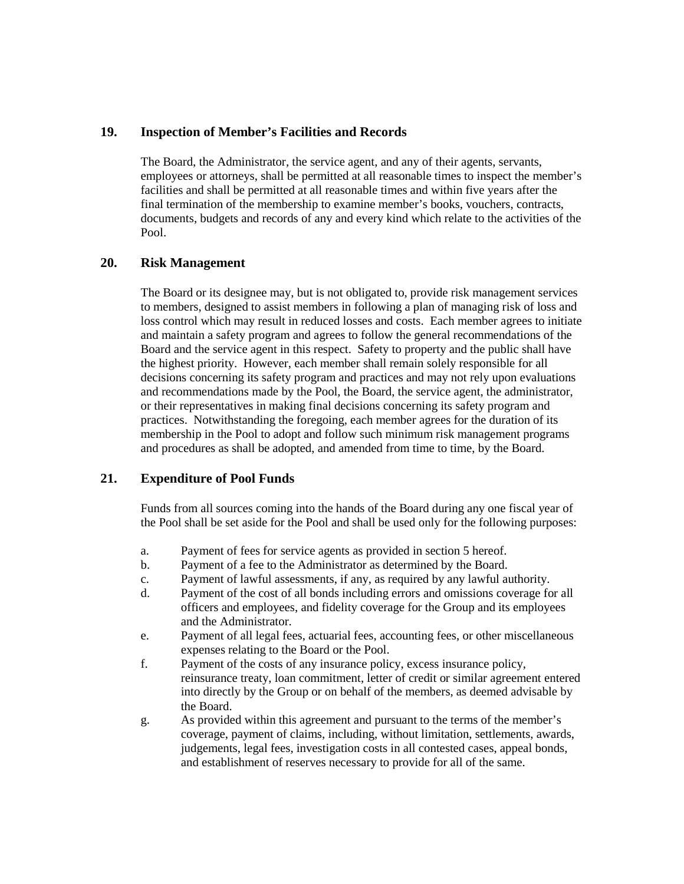## 19. Inspection of Member's Facilities and Records

The Board, the Administrator, the service agent, and any of their agents, servants, employees or attorneys, shall be permitted at all reasonable times to inspect the member's facilities and shall be permitted at all reasonable times and within five years after the final termination of the membership to examine member's books, vouchers, contracts, documents, budgets and records of any and every kind which relate to the activities of the Pool.

## 20. Risk Management

The Board or its designee may, but is not obligated to, provide risk management services to members, designed to assist members in following a plan of managing risk of loss and loss control which may result in reduced losses and costs. Each member agrees to initiate and maintain a safety program and agrees to follow the general recommendations of the Board and the service agent in this respect. Safety to property and the public shall have the highest priority. However, each member shall remain solely responsible for all decisions concerning its safety program and practices and may not rely upon evaluations and recommendations made by the Pool, the Board, the service agent, the administrator, or their representatives in making final decisions concerning its safety program and practices. Notwithstanding the foregoing, each member agrees for the duration of its membership in the Pool to adopt and follow such minimum risk management programs and procedures as shall be adopted, and amended from time to time, by the Board.

## 21. Expenditure of Pool Funds

Funds from all sources coming into the hands of the Board during any one fiscal year of the Pool shall be set aside for the Pool and shall be used only for the following purposes:

a. Payment of fees for service agents as provided in section 5 hereof.

b. Payment of a fee to the Administrator as determined by the Board.

c. Payment of lawful assessments, if any, as required by any lawful authority.

d. Payment of the cost of all bonds including errors and omissions coverage for all officers and employees, and fidelity coverage for the Group and its employees and the Administrator.

e. Payment of all legal fees, actuarial fees, accounting fees, or other miscellaneous expenses relating to the Board or the Pool.

f. Payment of the costs of any insurance policy, excess insurance policy, reinsurance treaty, loan commitment, letter of credit or similar agreement entered into directly by the Group or on behalf of the members, as deemed advisable by the Board.

g. As provided within this agreement and pursuant to the terms of the member's coverage, payment of claims, including, without limitation, settlements, awards, judgements, legal fees, investigation costs in all contested cases, appeal bonds, and establishment of reserves necessary to provide for all of the same.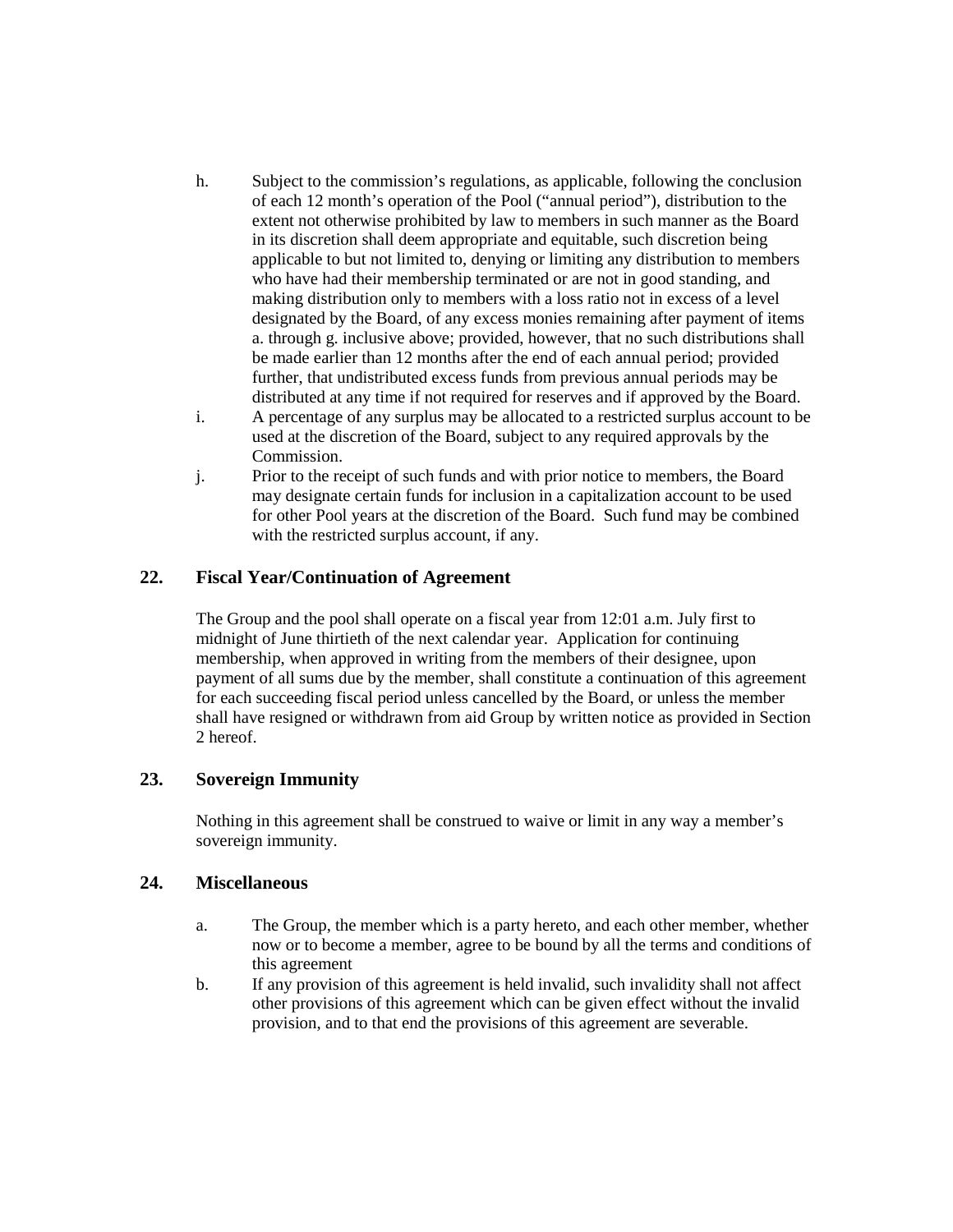h. Subject to the commission's regulations, as applicable, following the conclusion of each 12 month's operation of the Pool ("annual period"), distribution to the extent not otherwise prohibited by law to members in such manner as the Board in its discretion shall deem appropriate and equitable, such discretion being applicable to but not limited to, denying or limiting any distribution to members who have had their membership terminated or are not in good standing, and making distribution only to members with a loss ratio not in excess of a level designated by the Board, of any excess monies remaining after payment of items a. through g. inclusive above; provided, however, that no such distributions shall be made earlier than 12 months after the end of each annual period; provided further, that undistributed excess funds from previous annual periods may be distributed at any time if not required for reserves and if approved by the Board.

i. A percentage of any surplus may be allocated to a restricted surplus account to be used at the discretion of the Board, subject to any required approvals by the Commission.

j. Prior to the receipt of such funds and with prior notice to members, the Board may designate certain funds for inclusion in a capitalization account to be used for other Pool years at the discretion of the Board. Such fund may be combined with the restricted surplus account, if any.

## 22. Fiscal Year/Continuation of Agreement

The Group and the pool shall operate on a fiscal year from 12:01 a.m. July first to midnight of June thirtieth of the next calendar year. Application for continuing membership, when approved in writing from the members of their designee, upon payment of all sums due by the member, shall constitute a continuation of this agreement for each succeeding fiscal period unless cancelled by the Board, or unless the member shall have resigned or withdrawn from aid Group by written notice as provided in Section 2 hereof.

## 23. Sovereign Immunity

Nothing in this agreement shall be construed to waive or limit in any way a member's sovereign immunity.

## 24. Miscellaneous

a. The Group, the member which is a party hereto, and each other member, whether now or to become a member, agree to be bound by all the terms and conditions of this agreement

b. If any provision of this agreement is held invalid, such invalidity shall not affect other provisions of this agreement which can be given effect without the invalid provision, and to that end the provisions of this agreement are severable.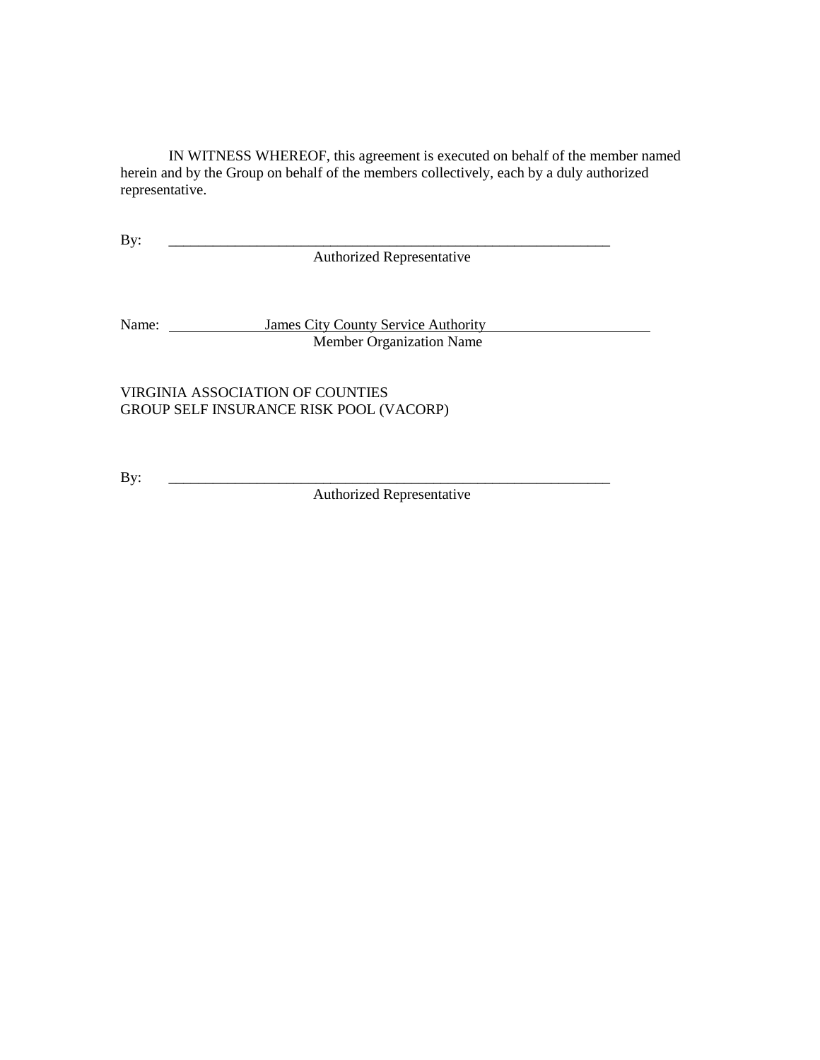IN WITNESS WHEREOF, this agreement is executed on behalf of the member named herein and by the Group on behalf of the members collectively, each by a duly authorized representative.

By: ______________________________________________

Authorized Representative

Name: James City County Service Authority

Member Organization Name

VIRGINIA ASSOCIATION OF COUNTIES
GROUP SELF INSURANCE RISK POOL (VACORP)

By: ______________________________________________

Authorized Representative